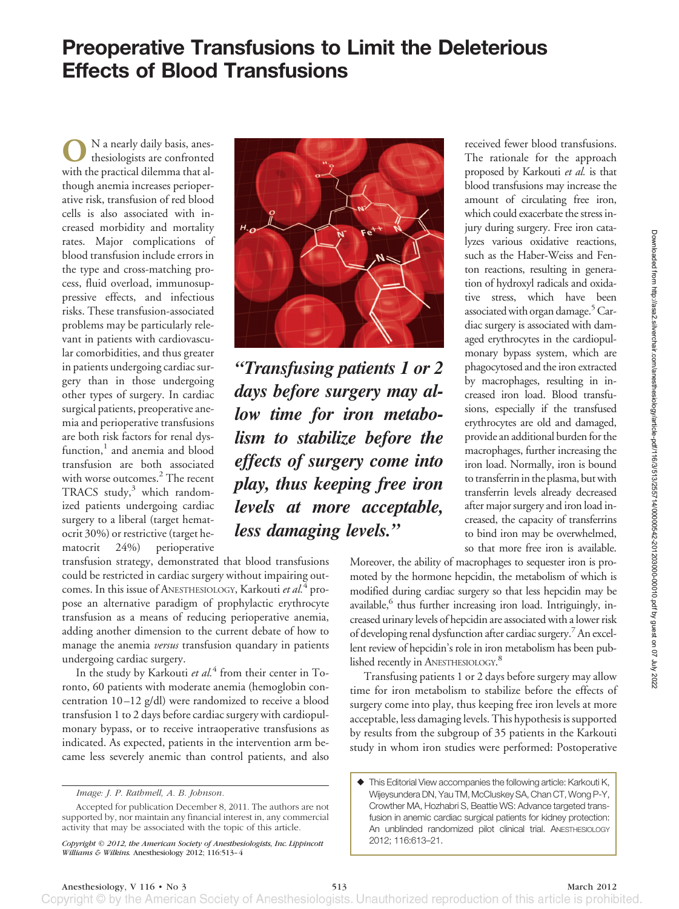# Preoperative Transfusions to Limit the Deleterious Effects of Blood Transfusions

ON a nearly daily basis, anesthesiologists are confronted with the practical dilemma that although anemia increases perioperative risk, transfusion of red blood cells is also associated with increased morbidity and mortality rates. Major complications of blood transfusion include errors in the type and cross-matching process, fluid overload, immunosuppressive effects, and infectious risks. These transfusion-associated problems may be particularly relevant in patients with cardiovascular comorbidities, and thus greater in patients undergoing cardiac surgery than in those undergoing other types of surgery. In cardiac surgical patients, preoperative anemia and perioperative transfusions are both risk factors for renal dysfunction,[1] and anemia and blood transfusion are both associated with worse outcomes.[2] The recent TRACS study,[3] which randomized patients undergoing cardiac surgery to a liberal (target hematocrit 30%) or restrictive (target hematocrit 24%) perioperative transfusion strategy, demonstrated that blood transfusions could be restricted in cardiac surgery without impairing outcomes. In this issue of ANESTHESIOLOGY, Karkouti *et al.*[4] propose an alternative paradigm of prophylactic erythrocyte transfusion as a means of reducing perioperative anemia, adding another dimension to the current debate of how to manage the anemia *versus* transfusion quandary in patients undergoing cardiac surgery.

In the study by Karkouti *et al.*[4] from their center in Toronto, 60 patients with moderate anemia (hemoglobin concentration 10–12 g/dl) were randomized to receive a blood transfusion 1 to 2 days before cardiac surgery with cardiopulmonary bypass, or to receive intraoperative transfusions as indicated. As expected, patients in the intervention arm became less severely anemic than control patients, and also received fewer blood transfusions. The rationale for the approach proposed by Karkouti *et al.* is that blood transfusions may increase the amount of circulating free iron, which could exacerbate the stress injury during surgery. Free iron catalyzes various oxidative reactions, such as the Haber-Weiss and Fenton reactions, resulting in generation of hydroxyl radicals and oxidative stress, which have been associated with organ damage.[5] Cardiac surgery is associated with damaged erythrocytes in the cardiopulmonary bypass system, which are phagocytosed and the iron extracted by macrophages, resulting in increased iron load. Blood transfusions, especially if the transfused erythrocytes are old and damaged, provide an additional burden for the macrophages, further increasing the iron load. Normally, iron is bound to transferrin in the plasma, but with transferrin levels already decreased after major surgery and iron load increased, the capacity of transferrins to bind iron may be overwhelmed, so that more free iron is available. Moreover, the ability of macrophages to sequester iron is promoted by the hormone hepcidin, the metabolism of which is modified during cardiac surgery so that less hepcidin may be available,[6] thus further increasing iron load. Intriguingly, increased urinary levels of hepcidin are associated with a lower risk of developing renal dysfunction after cardiac surgery.[7] An excellent review of hepcidin's role in iron metabolism has been published recently in ANESTHESIOLOGY.[8]

***"Transfusing patients 1 or 2 days before surgery may allow time for iron metabolism to stabilize before the effects of surgery come into play, thus keeping free iron levels at more acceptable, less damaging levels."***

Transfusing patients 1 or 2 days before surgery may allow time for iron metabolism to stabilize before the effects of surgery come into play, thus keeping free iron levels at more acceptable, less damaging levels. This hypothesis is supported by results from the subgroup of 35 patients in the Karkouti study in whom iron studies were performed: Postoperative

*Image: J. P. Rathmell, A. B. Johnson.*

Accepted for publication December 8, 2011. The authors are not supported by, nor maintain any financial interest in, any commercial activity that may be associated with the topic of this article.

*Copyright © 2012, the American Society of Anesthesiologists, Inc. Lippincott Williams & Wilkins.* Anesthesiology 2012; 116:513–4

◆ This Editorial View accompanies the following article: Karkouti K, Wijeysundera DN, Yau TM, McCluskey SA, Chan CT, Wong P-Y, Crowther MA, Hozhabri S, Beattie WS: Advance targeted transfusion in anemic cardiac surgical patients for kidney protection: An unblinded randomized pilot clinical trial. ANESTHESIOLOGY 2012; 116:613–21.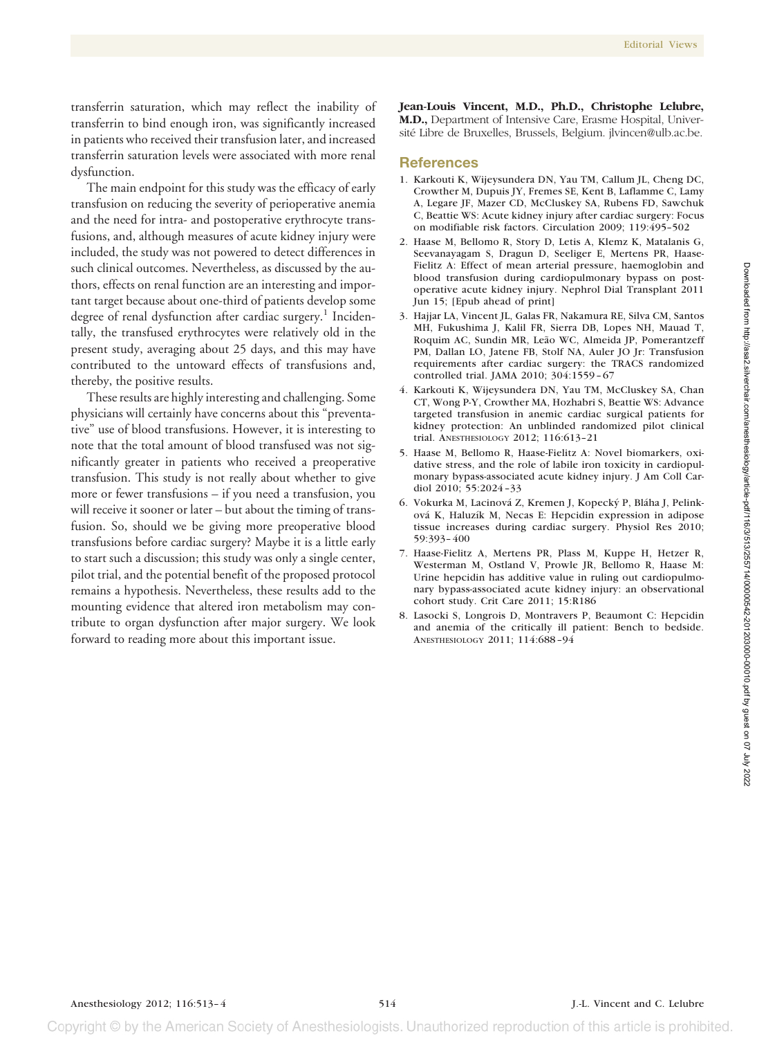transferrin saturation, which may reflect the inability of transferrin to bind enough iron, was significantly increased in patients who received their transfusion later, and increased transferrin saturation levels were associated with more renal dysfunction.

The main endpoint for this study was the efficacy of early transfusion on reducing the severity of perioperative anemia and the need for intra- and postoperative erythrocyte transfusions, and, although measures of acute kidney injury were included, the study was not powered to detect differences in such clinical outcomes. Nevertheless, as discussed by the authors, effects on renal function are an interesting and important target because about one-third of patients develop some degree of renal dysfunction after cardiac surgery.[1] Incidentally, the transfused erythrocytes were relatively old in the present study, averaging about 25 days, and this may have contributed to the untoward effects of transfusions and, thereby, the positive results.

These results are highly interesting and challenging. Some physicians will certainly have concerns about this "preventative" use of blood transfusions. However, it is interesting to note that the total amount of blood transfused was not significantly greater in patients who received a preoperative transfusion. This study is not really about whether to give more or fewer transfusions – if you need a transfusion, you will receive it sooner or later – but about the timing of transfusion. So, should we be giving more preoperative blood transfusions before cardiac surgery? Maybe it is a little early to start such a discussion; this study was only a single center, pilot trial, and the potential benefit of the proposed protocol remains a hypothesis. Nevertheless, these results add to the mounting evidence that altered iron metabolism may contribute to organ dysfunction after major surgery. We look forward to reading more about this important issue.

**Jean-Louis Vincent, M.D., Ph.D., Christophe Lelubre, M.D.,** Department of Intensive Care, Erasme Hospital, Université Libre de Bruxelles, Brussels, Belgium. jlvincen@ulb.ac.be.

## References

1. Karkouti K, Wijeysundera DN, Yau TM, Callum JL, Cheng DC, Crowther M, Dupuis JY, Fremes SE, Kent B, Laflamme C, Lamy A, Legare JF, Mazer CD, McCluskey SA, Rubens FD, Sawchuk C, Beattie WS: Acute kidney injury after cardiac surgery: Focus on modifiable risk factors. Circulation 2009; 119:495–502
2. Haase M, Bellomo R, Story D, Letis A, Klemz K, Matalanis G, Seevanayagam S, Dragun D, Seeliger E, Mertens PR, Haase-Fielitz A: Effect of mean arterial pressure, haemoglobin and blood transfusion during cardiopulmonary bypass on postoperative acute kidney injury. Nephrol Dial Transplant 2011 Jun 15; [Epub ahead of print]
3. Hajjar LA, Vincent JL, Galas FR, Nakamura RE, Silva CM, Santos MH, Fukushima J, Kalil FR, Sierra DB, Lopes NH, Mauad T, Roquim AC, Sundin MR, Leão WC, Almeida JP, Pomerantzeff PM, Dallan LO, Jatene FB, Stolf NA, Auler JO Jr: Transfusion requirements after cardiac surgery: the TRACS randomized controlled trial. JAMA 2010; 304:1559–67
4. Karkouti K, Wijeysundera DN, Yau TM, McCluskey SA, Chan CT, Wong P-Y, Crowther MA, Hozhabri S, Beattie WS: Advance targeted transfusion in anemic cardiac surgical patients for kidney protection: An unblinded randomized pilot clinical trial. ANESTHESIOLOGY 2012; 116:613–21
5. Haase M, Bellomo R, Haase-Fielitz A: Novel biomarkers, oxidative stress, and the role of labile iron toxicity in cardiopulmonary bypass-associated acute kidney injury. J Am Coll Cardiol 2010; 55:2024–33
6. Vokurka M, Lacinová Z, Kremen J, Kopecký P, Bláha J, Pelinková K, Haluzík M, Necas E: Hepcidin expression in adipose tissue increases during cardiac surgery. Physiol Res 2010; 59:393–400
7. Haase-Fielitz A, Mertens PR, Plass M, Kuppe H, Hetzer R, Westerman M, Ostland V, Prowle JR, Bellomo R, Haase M: Urine hepcidin has additive value in ruling out cardiopulmonary bypass-associated acute kidney injury: an observational cohort study. Crit Care 2011; 15:R186
8. Lasocki S, Longrois D, Montravers P, Beaumont C: Hepcidin and anemia of the critically ill patient: Bench to bedside. ANESTHESIOLOGY 2011; 114:688–94